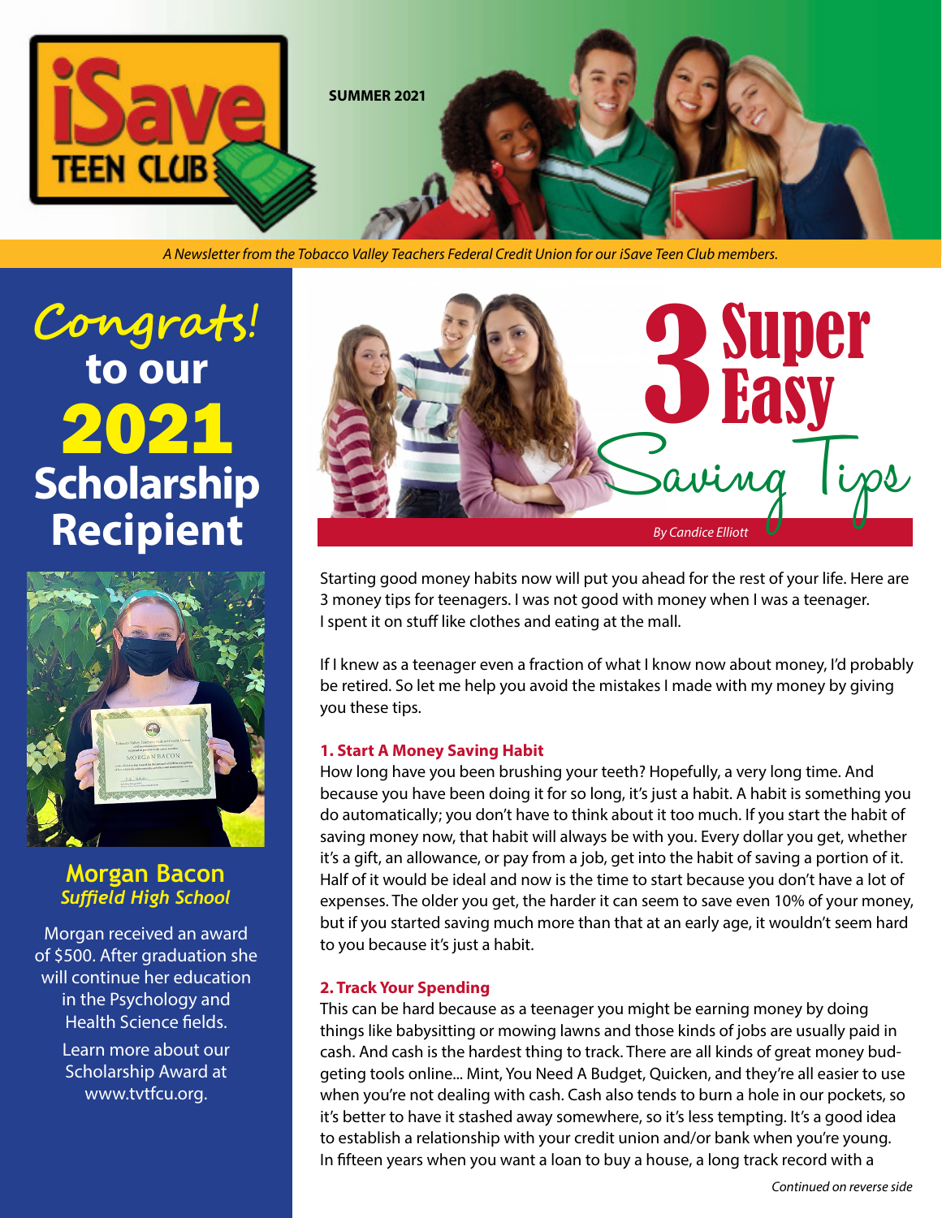# iSave TEEN CLUB

**SUMMER 2021**

*A Newsletter from the Tobacco Valley Teachers Federal Credit Union for our iSave Teen Club members.*

## Congrats! to our 2021 Scholarship Recipient

**Morgan Bacon**
***Suffield High School***

Morgan received an award of $500. After graduation she will continue her education in the Psychology and Health Science fields.

Learn more about our Scholarship Award at www.tvtfcu.org.

## 3 Super Easy Saving Tips

*By Candice Elliott*

Starting good money habits now will put you ahead for the rest of your life. Here are 3 money tips for teenagers. I was not good with money when I was a teenager. I spent it on stuff like clothes and eating at the mall.

If I knew as a teenager even a fraction of what I know now about money, I'd probably be retired. So let me help you avoid the mistakes I made with my money by giving you these tips.

### 1. Start A Money Saving Habit

How long have you been brushing your teeth? Hopefully, a very long time. And because you have been doing it for so long, it's just a habit. A habit is something you do automatically; you don't have to think about it too much. If you start the habit of saving money now, that habit will always be with you. Every dollar you get, whether it's a gift, an allowance, or pay from a job, get into the habit of saving a portion of it. Half of it would be ideal and now is the time to start because you don't have a lot of expenses. The older you get, the harder it can seem to save even 10% of your money, but if you started saving much more than that at an early age, it wouldn't seem hard to you because it's just a habit.

### 2. Track Your Spending

This can be hard because as a teenager you might be earning money by doing things like babysitting or mowing lawns and those kinds of jobs are usually paid in cash. And cash is the hardest thing to track. There are all kinds of great money budgeting tools online... Mint, You Need A Budget, Quicken, and they're all easier to use when you're not dealing with cash. Cash also tends to burn a hole in our pockets, so it's better to have it stashed away somewhere, so it's less tempting. It's a good idea to establish a relationship with your credit union and/or bank when you're young. In fifteen years when you want a loan to buy a house, a long track record with a

*Continued on reverse side*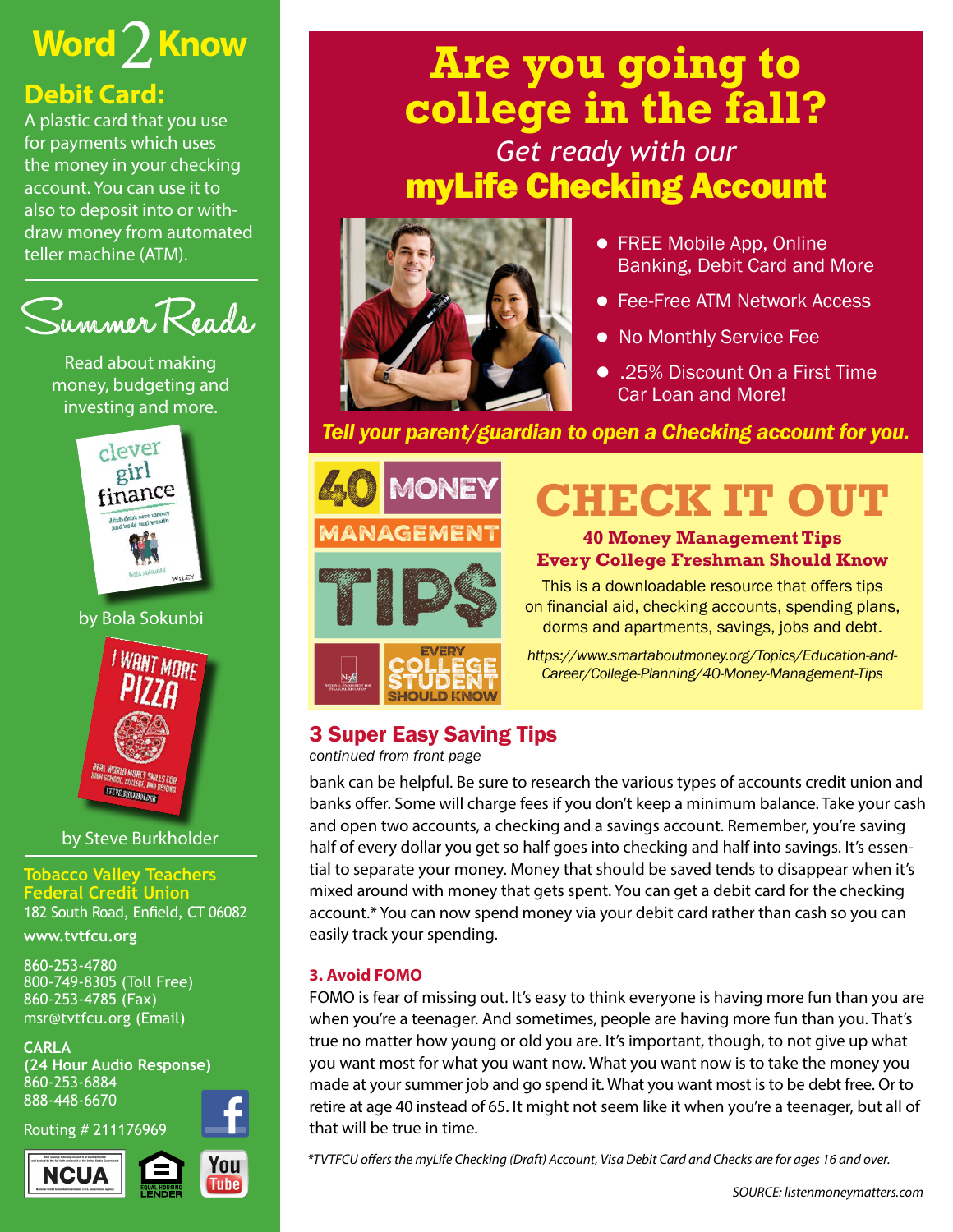# Word 2 Know

## Debit Card:

A plastic card that you use for payments which uses the money in your checking account. You can use it to also to deposit into or withdraw money from automated teller machine (ATM).

## Summer Reads

Read about making money, budgeting and investing and more.

clever girl finance

by Bola Sokunbi

I WANT MORE PIZZA

by Steve Burkholder

**Tobacco Valley Teachers Federal Credit Union**
182 South Road, Enfield, CT 06082
**www.tvtfcu.org**

860-253-4780
800-749-8305 (Toll Free)
860-253-4785 (Fax)
msr@tvtfcu.org (Email)

**CARLA**
**(24 Hour Audio Response)**
860-253-6884
888-448-6670

Routing # 211176969

# Are you going to college in the fall?

*Get ready with our*

## myLife Checking Account

- FREE Mobile App, Online Banking, Debit Card and More
- Fee-Free ATM Network Access
- No Monthly Service Fee
- .25% Discount On a First Time Car Loan and More!

***Tell your parent/guardian to open a Checking account for you.***

# CHECK IT OUT

### 40 Money Management Tips Every College Freshman Should Know

This is a downloadable resource that offers tips on financial aid, checking accounts, spending plans, dorms and apartments, savings, jobs and debt.

*https://www.smartaboutmoney.org/Topics/Education-and-Career/College-Planning/40-Money-Management-Tips*

## 3 Super Easy Saving Tips

*continued from front page*

bank can be helpful. Be sure to research the various types of accounts credit union and banks offer. Some will charge fees if you don't keep a minimum balance. Take your cash and open two accounts, a checking and a savings account. Remember, you're saving half of every dollar you get so half goes into checking and half into savings. It's essential to separate your money. Money that should be saved tends to disappear when it's mixed around with money that gets spent. You can get a debit card for the checking account.* You can now spend money via your debit card rather than cash so you can easily track your spending.

### 3. Avoid FOMO

FOMO is fear of missing out. It's easy to think everyone is having more fun than you are when you're a teenager. And sometimes, people are having more fun than you. That's true no matter how young or old you are. It's important, though, to not give up what you want most for what you want now. What you want now is to take the money you made at your summer job and go spend it. What you want most is to be debt free. Or to retire at age 40 instead of 65. It might not seem like it when you're a teenager, but all of that will be true in time.

*\*TVTFCU offers the myLife Checking (Draft) Account, Visa Debit Card and Checks are for ages 16 and over.*

*SOURCE: listenmoneymatters.com*